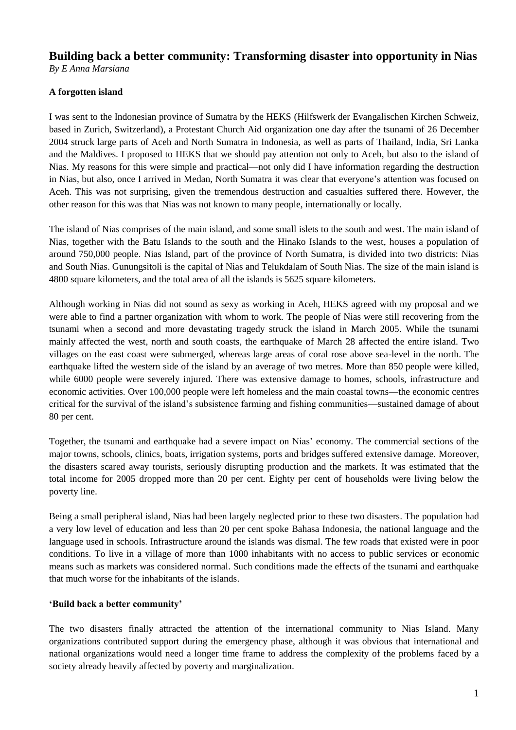# Building back a better community: Transforming disaster into opportunity in Nias

*By E Anna Marsiana*

### A forgotten island

I was sent to the Indonesian province of Sumatra by the HEKS (Hilfswerk der Evangalischen Kirchen Schweiz, based in Zurich, Switzerland), a Protestant Church Aid organization one day after the tsunami of 26 December 2004 struck large parts of Aceh and North Sumatra in Indonesia, as well as parts of Thailand, India, Sri Lanka and the Maldives. I proposed to HEKS that we should pay attention not only to Aceh, but also to the island of Nias. My reasons for this were simple and practical—not only did I have information regarding the destruction in Nias, but also, once I arrived in Medan, North Sumatra it was clear that everyone's attention was focused on Aceh. This was not surprising, given the tremendous destruction and casualties suffered there. However, the other reason for this was that Nias was not known to many people, internationally or locally.

The island of Nias comprises of the main island, and some small islets to the south and west. The main island of Nias, together with the Batu Islands to the south and the Hinako Islands to the west, houses a population of around 750,000 people. Nias Island, part of the province of North Sumatra, is divided into two districts: Nias and South Nias. Gunungsitoli is the capital of Nias and Telukdalam of South Nias. The size of the main island is 4800 square kilometers, and the total area of all the islands is 5625 square kilometers.

Although working in Nias did not sound as sexy as working in Aceh, HEKS agreed with my proposal and we were able to find a partner organization with whom to work. The people of Nias were still recovering from the tsunami when a second and more devastating tragedy struck the island in March 2005. While the tsunami mainly affected the west, north and south coasts, the earthquake of March 28 affected the entire island. Two villages on the east coast were submerged, whereas large areas of coral rose above sea-level in the north. The earthquake lifted the western side of the island by an average of two metres. More than 850 people were killed, while 6000 people were severely injured. There was extensive damage to homes, schools, infrastructure and economic activities. Over 100,000 people were left homeless and the main coastal towns—the economic centres critical for the survival of the island's subsistence farming and fishing communities—sustained damage of about 80 per cent.

Together, the tsunami and earthquake had a severe impact on Nias' economy. The commercial sections of the major towns, schools, clinics, boats, irrigation systems, ports and bridges suffered extensive damage. Moreover, the disasters scared away tourists, seriously disrupting production and the markets. It was estimated that the total income for 2005 dropped more than 20 per cent. Eighty per cent of households were living below the poverty line.

Being a small peripheral island, Nias had been largely neglected prior to these two disasters. The population had a very low level of education and less than 20 per cent spoke Bahasa Indonesia, the national language and the language used in schools. Infrastructure around the islands was dismal. The few roads that existed were in poor conditions. To live in a village of more than 1000 inhabitants with no access to public services or economic means such as markets was considered normal. Such conditions made the effects of the tsunami and earthquake that much worse for the inhabitants of the islands.

### 'Build back a better community'

The two disasters finally attracted the attention of the international community to Nias Island. Many organizations contributed support during the emergency phase, although it was obvious that international and national organizations would need a longer time frame to address the complexity of the problems faced by a society already heavily affected by poverty and marginalization.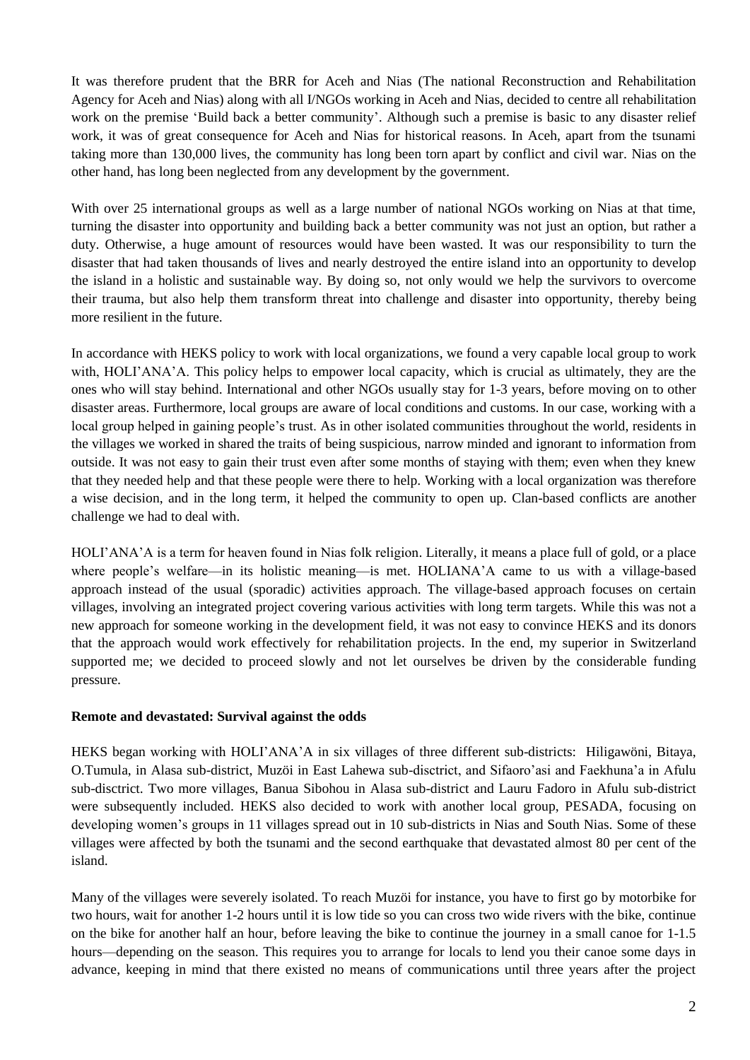It was therefore prudent that the BRR for Aceh and Nias (The national Reconstruction and Rehabilitation Agency for Aceh and Nias) along with all I/NGOs working in Aceh and Nias, decided to centre all rehabilitation work on the premise 'Build back a better community'. Although such a premise is basic to any disaster relief work, it was of great consequence for Aceh and Nias for historical reasons. In Aceh, apart from the tsunami taking more than 130,000 lives, the community has long been torn apart by conflict and civil war. Nias on the other hand, has long been neglected from any development by the government.

With over 25 international groups as well as a large number of national NGOs working on Nias at that time, turning the disaster into opportunity and building back a better community was not just an option, but rather a duty. Otherwise, a huge amount of resources would have been wasted. It was our responsibility to turn the disaster that had taken thousands of lives and nearly destroyed the entire island into an opportunity to develop the island in a holistic and sustainable way. By doing so, not only would we help the survivors to overcome their trauma, but also help them transform threat into challenge and disaster into opportunity, thereby being more resilient in the future.

In accordance with HEKS policy to work with local organizations, we found a very capable local group to work with, HOLI'ANA'A. This policy helps to empower local capacity, which is crucial as ultimately, they are the ones who will stay behind. International and other NGOs usually stay for 1-3 years, before moving on to other disaster areas. Furthermore, local groups are aware of local conditions and customs. In our case, working with a local group helped in gaining people's trust. As in other isolated communities throughout the world, residents in the villages we worked in shared the traits of being suspicious, narrow minded and ignorant to information from outside. It was not easy to gain their trust even after some months of staying with them; even when they knew that they needed help and that these people were there to help. Working with a local organization was therefore a wise decision, and in the long term, it helped the community to open up. Clan-based conflicts are another challenge we had to deal with.

HOLI'ANA'A is a term for heaven found in Nias folk religion. Literally, it means a place full of gold, or a place where people's welfare—in its holistic meaning—is met. HOLIANA'A came to us with a village-based approach instead of the usual (sporadic) activities approach. The village-based approach focuses on certain villages, involving an integrated project covering various activities with long term targets. While this was not a new approach for someone working in the development field, it was not easy to convince HEKS and its donors that the approach would work effectively for rehabilitation projects. In the end, my superior in Switzerland supported me; we decided to proceed slowly and not let ourselves be driven by the considerable funding pressure.

**Remote and devastated: Survival against the odds**

HEKS began working with HOLI'ANA'A in six villages of three different sub-districts: Hiligawöni, Bitaya, O.Tumula, in Alasa sub-district, Muzöi in East Lahewa sub-disctrict, and Sifaoro'asi and Faekhuna'a in Afulu sub-disctrict. Two more villages, Banua Sibohou in Alasa sub-district and Lauru Fadoro in Afulu sub-district were subsequently included. HEKS also decided to work with another local group, PESADA, focusing on developing women's groups in 11 villages spread out in 10 sub-districts in Nias and South Nias. Some of these villages were affected by both the tsunami and the second earthquake that devastated almost 80 per cent of the island.

Many of the villages were severely isolated. To reach Muzöi for instance, you have to first go by motorbike for two hours, wait for another 1-2 hours until it is low tide so you can cross two wide rivers with the bike, continue on the bike for another half an hour, before leaving the bike to continue the journey in a small canoe for 1-1.5 hours—depending on the season. This requires you to arrange for locals to lend you their canoe some days in advance, keeping in mind that there existed no means of communications until three years after the project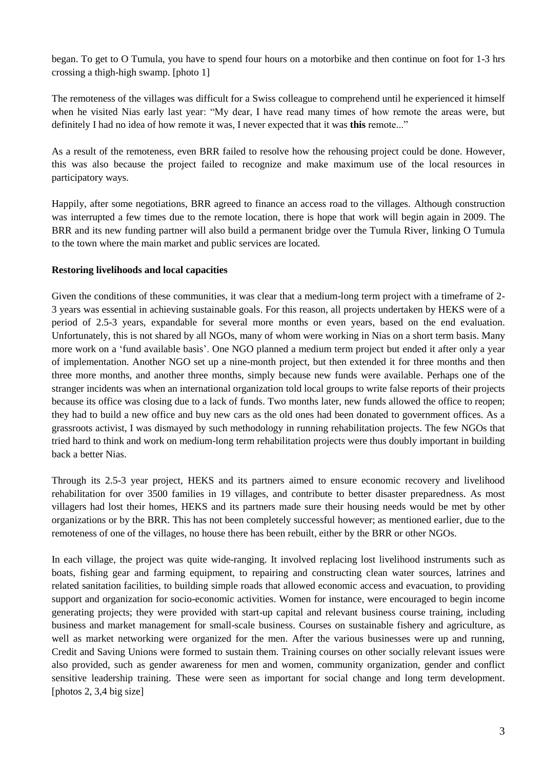began. To get to O Tumula, you have to spend four hours on a motorbike and then continue on foot for 1-3 hrs crossing a thigh-high swamp. [photo 1]

The remoteness of the villages was difficult for a Swiss colleague to comprehend until he experienced it himself when he visited Nias early last year: "My dear, I have read many times of how remote the areas were, but definitely I had no idea of how remote it was, I never expected that it was **this** remote..."

As a result of the remoteness, even BRR failed to resolve how the rehousing project could be done. However, this was also because the project failed to recognize and make maximum use of the local resources in participatory ways.

Happily, after some negotiations, BRR agreed to finance an access road to the villages. Although construction was interrupted a few times due to the remote location, there is hope that work will begin again in 2009. The BRR and its new funding partner will also build a permanent bridge over the Tumula River, linking O Tumula to the town where the main market and public services are located.

**Restoring livelihoods and local capacities**

Given the conditions of these communities, it was clear that a medium-long term project with a timeframe of 2-3 years was essential in achieving sustainable goals. For this reason, all projects undertaken by HEKS were of a period of 2.5-3 years, expandable for several more months or even years, based on the end evaluation. Unfortunately, this is not shared by all NGOs, many of whom were working in Nias on a short term basis. Many more work on a 'fund available basis'. One NGO planned a medium term project but ended it after only a year of implementation. Another NGO set up a nine-month project, but then extended it for three months and then three more months, and another three months, simply because new funds were available. Perhaps one of the stranger incidents was when an international organization told local groups to write false reports of their projects because its office was closing due to a lack of funds. Two months later, new funds allowed the office to reopen; they had to build a new office and buy new cars as the old ones had been donated to government offices. As a grassroots activist, I was dismayed by such methodology in running rehabilitation projects. The few NGOs that tried hard to think and work on medium-long term rehabilitation projects were thus doubly important in building back a better Nias.

Through its 2.5-3 year project, HEKS and its partners aimed to ensure economic recovery and livelihood rehabilitation for over 3500 families in 19 villages, and contribute to better disaster preparedness. As most villagers had lost their homes, HEKS and its partners made sure their housing needs would be met by other organizations or by the BRR. This has not been completely successful however; as mentioned earlier, due to the remoteness of one of the villages, no house there has been rebuilt, either by the BRR or other NGOs.

In each village, the project was quite wide-ranging. It involved replacing lost livelihood instruments such as boats, fishing gear and farming equipment, to repairing and constructing clean water sources, latrines and related sanitation facilities, to building simple roads that allowed economic access and evacuation, to providing support and organization for socio-economic activities. Women for instance, were encouraged to begin income generating projects; they were provided with start-up capital and relevant business course training, including business and market management for small-scale business. Courses on sustainable fishery and agriculture, as well as market networking were organized for the men. After the various businesses were up and running, Credit and Saving Unions were formed to sustain them. Training courses on other socially relevant issues were also provided, such as gender awareness for men and women, community organization, gender and conflict sensitive leadership training. These were seen as important for social change and long term development. [photos 2, 3,4 big size]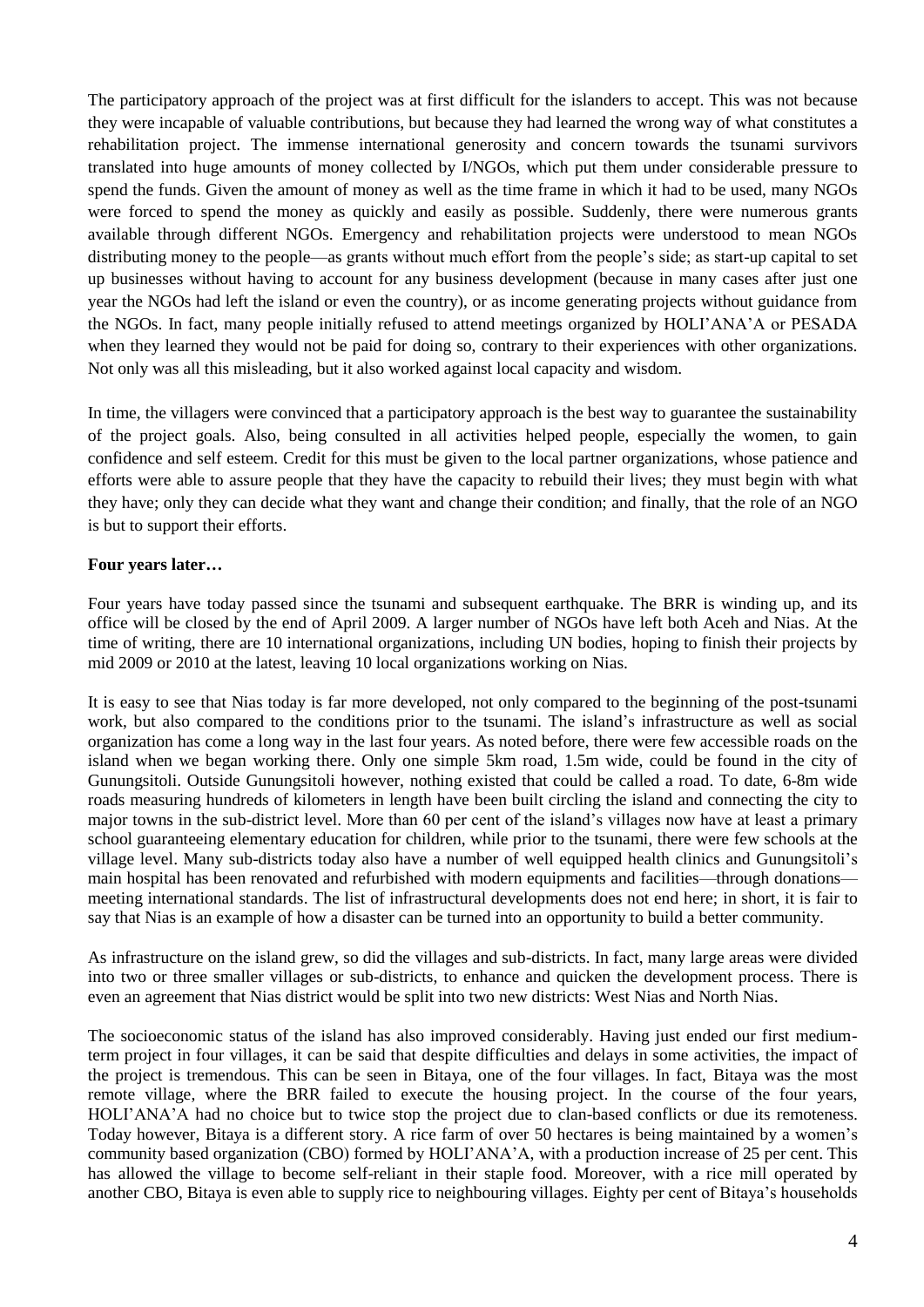The participatory approach of the project was at first difficult for the islanders to accept. This was not because they were incapable of valuable contributions, but because they had learned the wrong way of what constitutes a rehabilitation project. The immense international generosity and concern towards the tsunami survivors translated into huge amounts of money collected by I/NGOs, which put them under considerable pressure to spend the funds. Given the amount of money as well as the time frame in which it had to be used, many NGOs were forced to spend the money as quickly and easily as possible. Suddenly, there were numerous grants available through different NGOs. Emergency and rehabilitation projects were understood to mean NGOs distributing money to the people—as grants without much effort from the people's side; as start-up capital to set up businesses without having to account for any business development (because in many cases after just one year the NGOs had left the island or even the country), or as income generating projects without guidance from the NGOs. In fact, many people initially refused to attend meetings organized by HOLI'ANA'A or PESADA when they learned they would not be paid for doing so, contrary to their experiences with other organizations. Not only was all this misleading, but it also worked against local capacity and wisdom.

In time, the villagers were convinced that a participatory approach is the best way to guarantee the sustainability of the project goals. Also, being consulted in all activities helped people, especially the women, to gain confidence and self esteem. Credit for this must be given to the local partner organizations, whose patience and efforts were able to assure people that they have the capacity to rebuild their lives; they must begin with what they have; only they can decide what they want and change their condition; and finally, that the role of an NGO is but to support their efforts.

**Four years later…**

Four years have today passed since the tsunami and subsequent earthquake. The BRR is winding up, and its office will be closed by the end of April 2009. A larger number of NGOs have left both Aceh and Nias. At the time of writing, there are 10 international organizations, including UN bodies, hoping to finish their projects by mid 2009 or 2010 at the latest, leaving 10 local organizations working on Nias.

It is easy to see that Nias today is far more developed, not only compared to the beginning of the post-tsunami work, but also compared to the conditions prior to the tsunami. The island's infrastructure as well as social organization has come a long way in the last four years. As noted before, there were few accessible roads on the island when we began working there. Only one simple 5km road, 1.5m wide, could be found in the city of Gunungsitoli. Outside Gunungsitoli however, nothing existed that could be called a road. To date, 6-8m wide roads measuring hundreds of kilometers in length have been built circling the island and connecting the city to major towns in the sub-district level. More than 60 per cent of the island's villages now have at least a primary school guaranteeing elementary education for children, while prior to the tsunami, there were few schools at the village level. Many sub-districts today also have a number of well equipped health clinics and Gunungsitoli's main hospital has been renovated and refurbished with modern equipments and facilities—through donations—meeting international standards. The list of infrastructural developments does not end here; in short, it is fair to say that Nias is an example of how a disaster can be turned into an opportunity to build a better community.

As infrastructure on the island grew, so did the villages and sub-districts. In fact, many large areas were divided into two or three smaller villages or sub-districts, to enhance and quicken the development process. There is even an agreement that Nias district would be split into two new districts: West Nias and North Nias.

The socioeconomic status of the island has also improved considerably. Having just ended our first medium-term project in four villages, it can be said that despite difficulties and delays in some activities, the impact of the project is tremendous. This can be seen in Bitaya, one of the four villages. In fact, Bitaya was the most remote village, where the BRR failed to execute the housing project. In the course of the four years, HOLI'ANA'A had no choice but to twice stop the project due to clan-based conflicts or due its remoteness. Today however, Bitaya is a different story. A rice farm of over 50 hectares is being maintained by a women's community based organization (CBO) formed by HOLI'ANA'A, with a production increase of 25 per cent. This has allowed the village to become self-reliant in their staple food. Moreover, with a rice mill operated by another CBO, Bitaya is even able to supply rice to neighbouring villages. Eighty per cent of Bitaya's households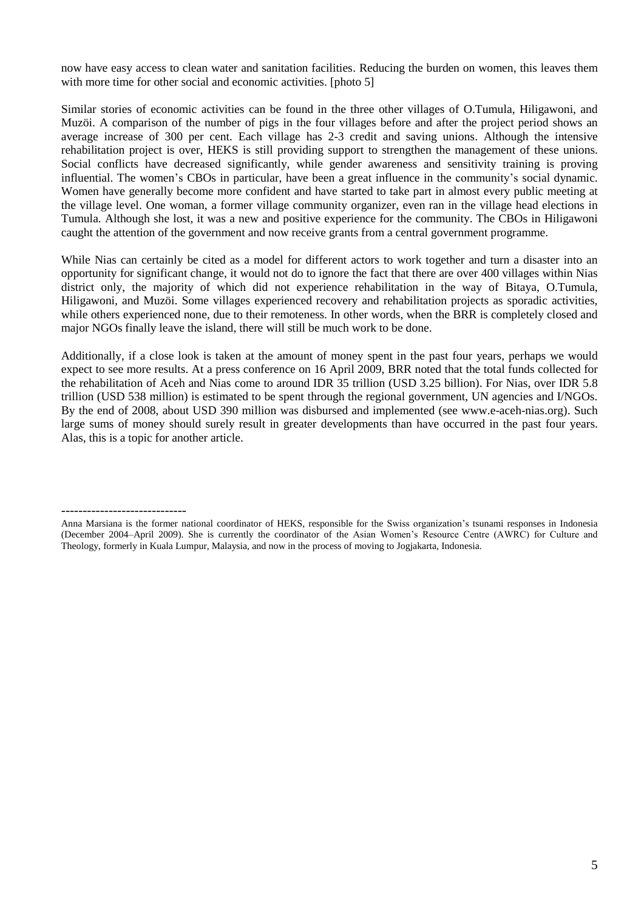now have easy access to clean water and sanitation facilities. Reducing the burden on women, this leaves them with more time for other social and economic activities. [photo 5]

Similar stories of economic activities can be found in the three other villages of O.Tumula, Hiligawoni, and Muzöi. A comparison of the number of pigs in the four villages before and after the project period shows an average increase of 300 per cent. Each village has 2-3 credit and saving unions. Although the intensive rehabilitation project is over, HEKS is still providing support to strengthen the management of these unions. Social conflicts have decreased significantly, while gender awareness and sensitivity training is proving influential. The women's CBOs in particular, have been a great influence in the community's social dynamic. Women have generally become more confident and have started to take part in almost every public meeting at the village level. One woman, a former village community organizer, even ran in the village head elections in Tumula. Although she lost, it was a new and positive experience for the community. The CBOs in Hiligawoni caught the attention of the government and now receive grants from a central government programme.

While Nias can certainly be cited as a model for different actors to work together and turn a disaster into an opportunity for significant change, it would not do to ignore the fact that there are over 400 villages within Nias district only, the majority of which did not experience rehabilitation in the way of Bitaya, O.Tumula, Hiligawoni, and Muzöi. Some villages experienced recovery and rehabilitation projects as sporadic activities, while others experienced none, due to their remoteness. In other words, when the BRR is completely closed and major NGOs finally leave the island, there will still be much work to be done.

Additionally, if a close look is taken at the amount of money spent in the past four years, perhaps we would expect to see more results. At a press conference on 16 April 2009, BRR noted that the total funds collected for the rehabilitation of Aceh and Nias come to around IDR 35 trillion (USD 3.25 billion). For Nias, over IDR 5.8 trillion (USD 538 million) is estimated to be spent through the regional government, UN agencies and I/NGOs. By the end of 2008, about USD 390 million was disbursed and implemented (see www.e-aceh-nias.org). Such large sums of money should surely result in greater developments than have occurred in the past four years. Alas, this is a topic for another article.

-----------------------------

Anna Marsiana is the former national coordinator of HEKS, responsible for the Swiss organization's tsunami responses in Indonesia (December 2004–April 2009). She is currently the coordinator of the Asian Women's Resource Centre (AWRC) for Culture and Theology, formerly in Kuala Lumpur, Malaysia, and now in the process of moving to Jogjakarta, Indonesia.